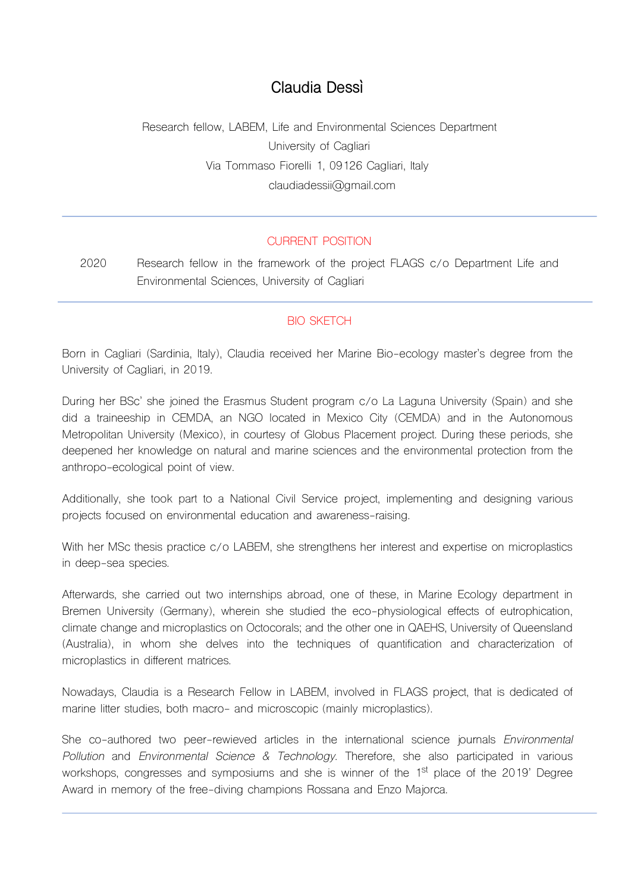# Claudia Dessì

Research fellow, LABEM, Life and Environmental Sciences Department
University of Cagliari
Via Tommaso Fiorelli 1, 09126 Cagliari, Italy
claudiadessii@gmail.com

---

## CURRENT POSITION

2020 Research fellow in the framework of the project FLAGS c/o Department Life and Environmental Sciences, University of Cagliari

---

## BIO SKETCH

Born in Cagliari (Sardinia, Italy), Claudia received her Marine Bio-ecology master's degree from the University of Cagliari, in 2019.

During her BSc' she joined the Erasmus Student program c/o La Laguna University (Spain) and she did a traineeship in CEMDA, an NGO located in Mexico City (CEMDA) and in the Autonomous Metropolitan University (Mexico), in courtesy of Globus Placement project. During these periods, she deepened her knowledge on natural and marine sciences and the environmental protection from the anthropo-ecological point of view.

Additionally, she took part to a National Civil Service project, implementing and designing various projects focused on environmental education and awareness-raising.

With her MSc thesis practice c/o LABEM, she strengthens her interest and expertise on microplastics in deep-sea species.

Afterwards, she carried out two internships abroad, one of these, in Marine Ecology department in Bremen University (Germany), wherein she studied the eco-physiological effects of eutrophication, climate change and microplastics on Octocorals; and the other one in QAEHS, University of Queensland (Australia), in whom she delves into the techniques of quantification and characterization of microplastics in different matrices.

Nowadays, Claudia is a Research Fellow in LABEM, involved in FLAGS project, that is dedicated of marine litter studies, both macro- and microscopic (mainly microplastics).

She co-authored two peer-rewieved articles in the international science journals *Environmental Pollution* and *Environmental Science & Technology*. Therefore, she also participated in various workshops, congresses and symposiums and she is winner of the 1st place of the 2019' Degree Award in memory of the free-diving champions Rossana and Enzo Majorca.

---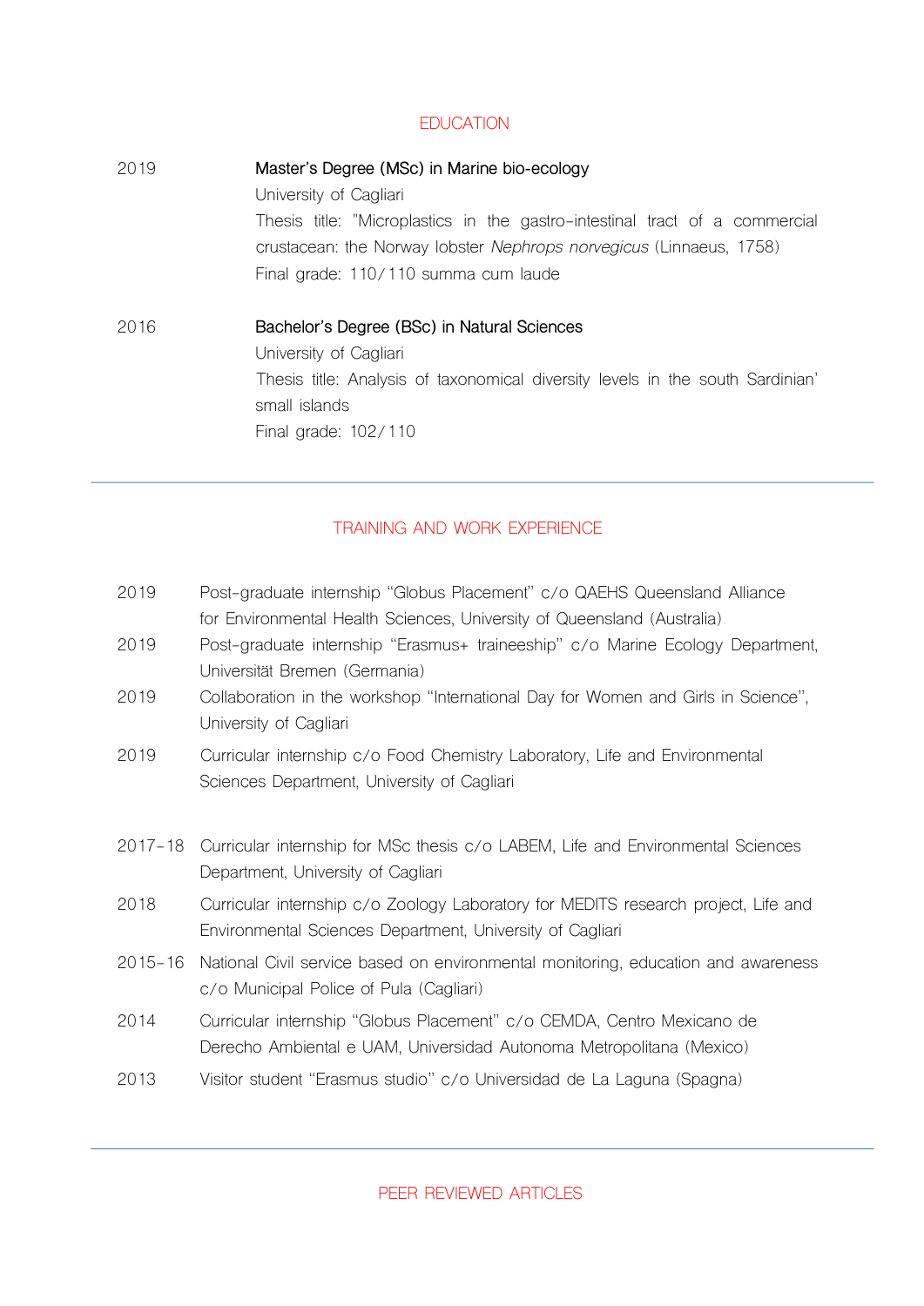## EDUCATION

2019 **Master's Degree (MSc) in Marine bio-ecology**
University of Cagliari
Thesis title: "Microplastics in the gastro-intestinal tract of a commercial crustacean: the Norway lobster *Nephrops norvegicus* (Linnaeus, 1758)
Final grade: 110/110 summa cum laude

2016 **Bachelor's Degree (BSc) in Natural Sciences**
University of Cagliari
Thesis title: Analysis of taxonomical diversity levels in the south Sardinian' small islands
Final grade: 102/110

---

## TRAINING AND WORK EXPERIENCE

2019 Post-graduate internship "Globus Placement" c/o QAEHS Queensland Alliance for Environmental Health Sciences, University of Queensland (Australia)

2019 Post-graduate internship "Erasmus+ traineeship" c/o Marine Ecology Department, Universität Bremen (Germania)

2019 Collaboration in the workshop "International Day for Women and Girls in Science", University of Cagliari

2019 Curricular internship c/o Food Chemistry Laboratory, Life and Environmental Sciences Department, University of Cagliari

2017-18 Curricular internship for MSc thesis c/o LABEM, Life and Environmental Sciences Department, University of Cagliari

2018 Curricular internship c/o Zoology Laboratory for MEDITS research project, Life and Environmental Sciences Department, University of Cagliari

2015-16 National Civil service based on environmental monitoring, education and awareness c/o Municipal Police of Pula (Cagliari)

2014 Curricular internship "Globus Placement" c/o CEMDA, Centro Mexicano de Derecho Ambiental e UAM, Universidad Autonoma Metropolitana (Mexico)

2013 Visitor student "Erasmus studio" c/o Universidad de La Laguna (Spagna)

---

## PEER REVIEWED ARTICLES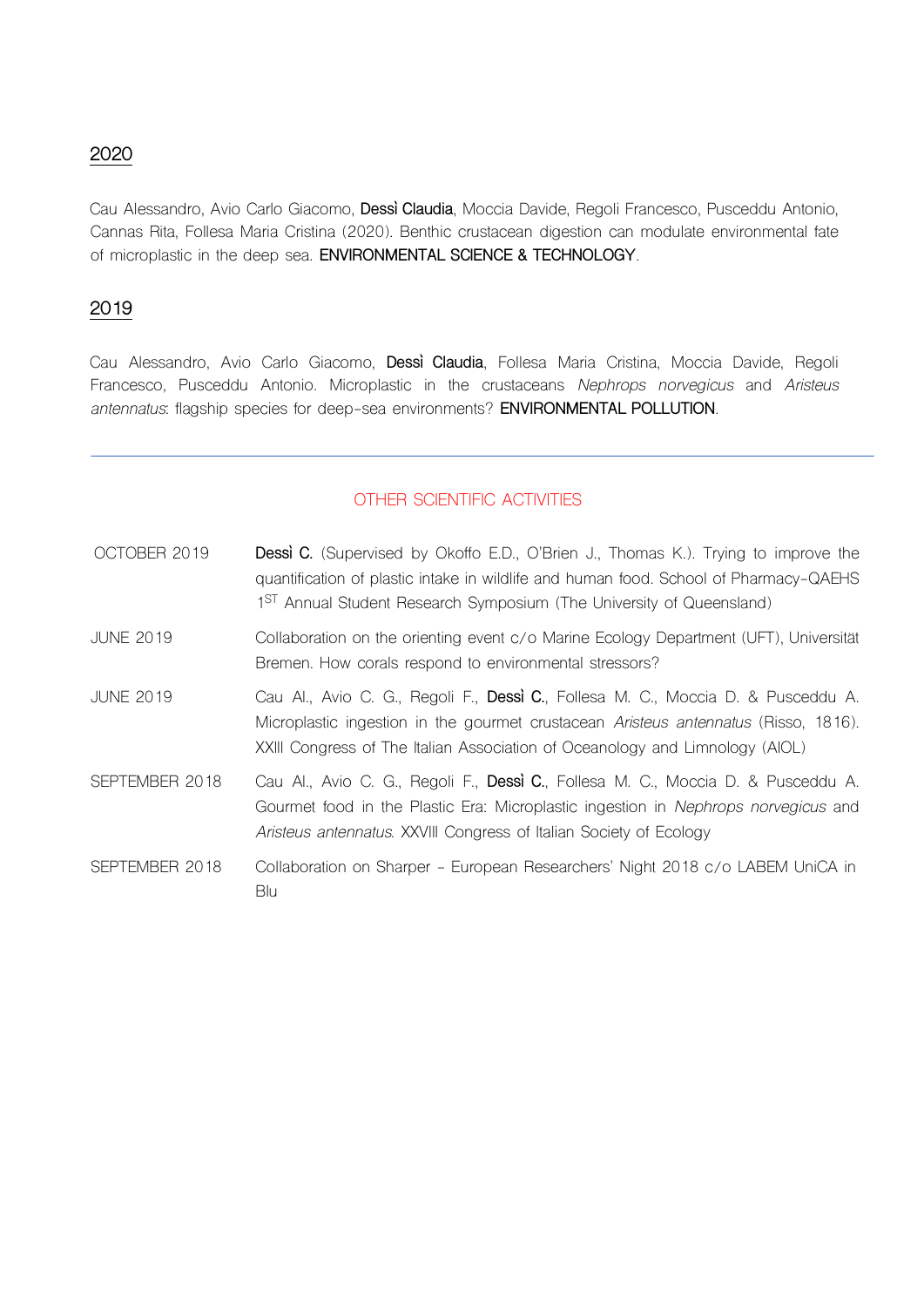## 2020

Cau Alessandro, Avio Carlo Giacomo, **Dessì Claudia**, Moccia Davide, Regoli Francesco, Pusceddu Antonio, Cannas Rita, Follesa Maria Cristina (2020). Benthic crustacean digestion can modulate environmental fate of microplastic in the deep sea. **ENVIRONMENTAL SCIENCE & TECHNOLOGY**.

## 2019

Cau Alessandro, Avio Carlo Giacomo, **Dessì Claudia**, Follesa Maria Cristina, Moccia Davide, Regoli Francesco, Pusceddu Antonio. Microplastic in the crustaceans *Nephrops norvegicus* and *Aristeus antennatus*: flagship species for deep-sea environments? **ENVIRONMENTAL POLLUTION**.

---

## OTHER SCIENTIFIC ACTIVITIES

| | |
|---|---|
| OCTOBER 2019 | **Dessì C.** (Supervised by Okoffo E.D., O'Brien J., Thomas K.). Trying to improve the quantification of plastic intake in wildlife and human food. School of Pharmacy-QAEHS 1ST Annual Student Research Symposium (The University of Queensland) |
| JUNE 2019 | Collaboration on the orienting event c/o Marine Ecology Department (UFT), Universität Bremen. How corals respond to environmental stressors? |
| JUNE 2019 | Cau Al., Avio C. G., Regoli F., **Dessì C.**, Follesa M. C., Moccia D. & Pusceddu A. Microplastic ingestion in the gourmet crustacean *Aristeus antennatus* (Risso, 1816). XXIII Congress of The Italian Association of Oceanology and Limnology (AIOL) |
| SEPTEMBER 2018 | Cau Al., Avio C. G., Regoli F., **Dessì C.**, Follesa M. C., Moccia D. & Pusceddu A. Gourmet food in the Plastic Era: Microplastic ingestion in *Nephrops norvegicus* and *Aristeus antennatus*. XXVIII Congress of Italian Society of Ecology |
| SEPTEMBER 2018 | Collaboration on Sharper - European Researchers' Night 2018 c/o LABEM UniCA in Blu |